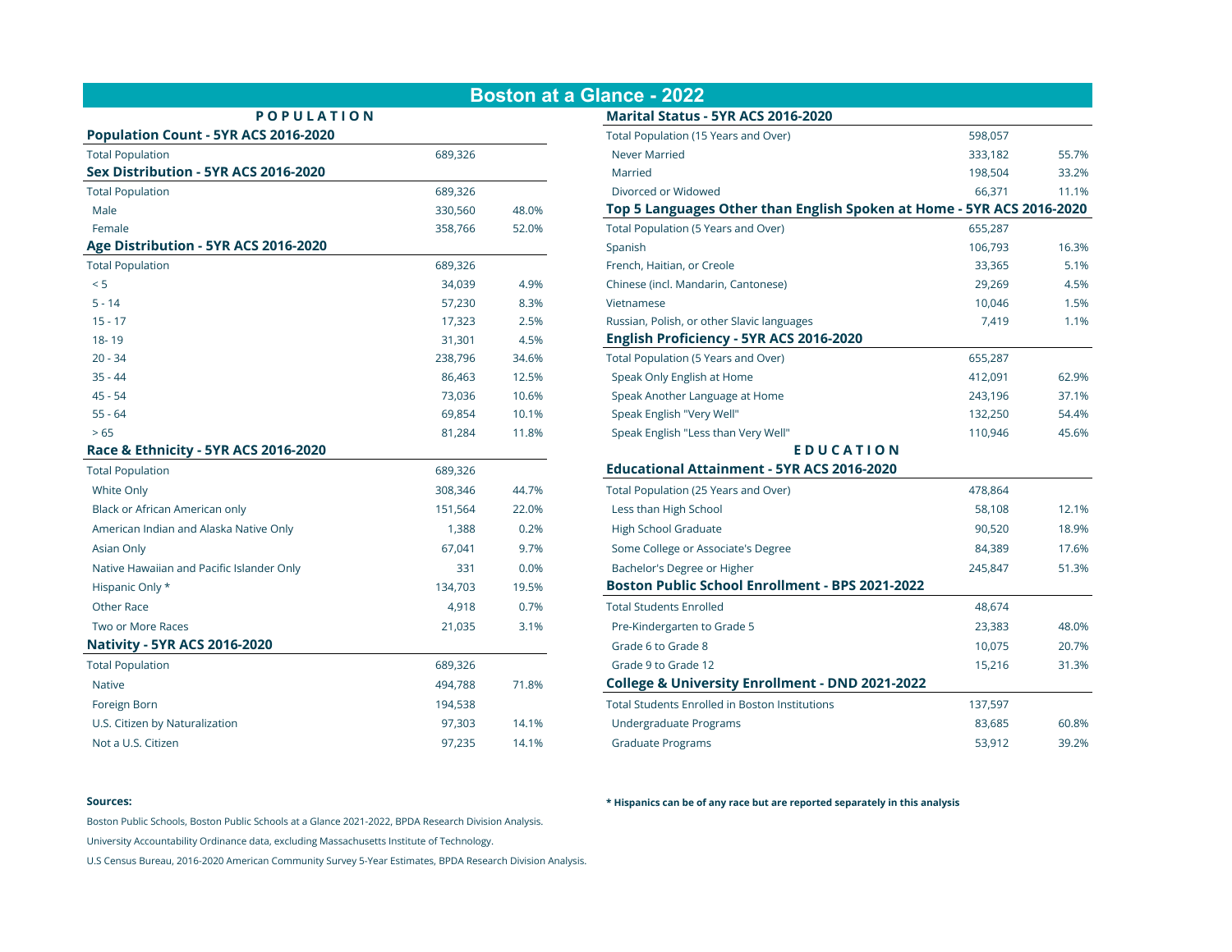# Boston at a Glance - 2022

## POPULATION

### Population Count - 5YR ACS 2016-2020

| | | |
|---|---|---|
| Total Population | 689,326 | |

### Sex Distribution - 5YR ACS 2016-2020

| | | |
|---|---|---|
| Total Population | 689,326 | |
| Male | 330,560 | 48.0% |
| Female | 358,766 | 52.0% |

### Age Distribution - 5YR ACS 2016-2020

| | | |
|---|---|---|
| Total Population | 689,326 | |
| < 5 | 34,039 | 4.9% |
| 5 - 14 | 57,230 | 8.3% |
| 15 - 17 | 17,323 | 2.5% |
| 18- 19 | 31,301 | 4.5% |
| 20 - 34 | 238,796 | 34.6% |
| 35 - 44 | 86,463 | 12.5% |
| 45 - 54 | 73,036 | 10.6% |
| 55 - 64 | 69,854 | 10.1% |
| > 65 | 81,284 | 11.8% |

### Race & Ethnicity - 5YR ACS 2016-2020

| | | |
|---|---|---|
| Total Population | 689,326 | |
| White Only | 308,346 | 44.7% |
| Black or African American only | 151,564 | 22.0% |
| American Indian and Alaska Native Only | 1,388 | 0.2% |
| Asian Only | 67,041 | 9.7% |
| Native Hawaiian and Pacific Islander Only | 331 | 0.0% |
| Hispanic Only * | 134,703 | 19.5% |
| Other Race | 4,918 | 0.7% |
| Two or More Races | 21,035 | 3.1% |

### Nativity - 5YR ACS 2016-2020

| | | |
|---|---|---|
| Total Population | 689,326 | |
| Native | 494,788 | 71.8% |
| Foreign Born | 194,538 | |
| U.S. Citizen by Naturalization | 97,303 | 14.1% |
| Not a U.S. Citizen | 97,235 | 14.1% |

### Marital Status - 5YR ACS 2016-2020

| | | |
|---|---|---|
| Total Population (15 Years and Over) | 598,057 | |
| Never Married | 333,182 | 55.7% |
| Married | 198,504 | 33.2% |
| Divorced or Widowed | 66,371 | 11.1% |

### Top 5 Languages Other than English Spoken at Home - 5YR ACS 2016-2020

| | | |
|---|---|---|
| Total Population (5 Years and Over) | 655,287 | |
| Spanish | 106,793 | 16.3% |
| French, Haitian, or Creole | 33,365 | 5.1% |
| Chinese (incl. Mandarin, Cantonese) | 29,269 | 4.5% |
| Vietnamese | 10,046 | 1.5% |
| Russian, Polish, or other Slavic languages | 7,419 | 1.1% |

### English Proficiency - 5YR ACS 2016-2020

| | | |
|---|---|---|
| Total Population (5 Years and Over) | 655,287 | |
| Speak Only English at Home | 412,091 | 62.9% |
| Speak Another Language at Home | 243,196 | 37.1% |
| Speak English "Very Well" | 132,250 | 54.4% |
| Speak English "Less than Very Well" | 110,946 | 45.6% |

## EDUCATION

### Educational Attainment - 5YR ACS 2016-2020

| | | |
|---|---|---|
| Total Population (25 Years and Over) | 478,864 | |
| Less than High School | 58,108 | 12.1% |
| High School Graduate | 90,520 | 18.9% |
| Some College or Associate's Degree | 84,389 | 17.6% |
| Bachelor's Degree or Higher | 245,847 | 51.3% |

### Boston Public School Enrollment - BPS 2021-2022

| | | |
|---|---|---|
| Total Students Enrolled | 48,674 | |
| Pre-Kindergarten to Grade 5 | 23,383 | 48.0% |
| Grade 6 to Grade 8 | 10,075 | 20.7% |
| Grade 9 to Grade 12 | 15,216 | 31.3% |

### College & University Enrollment - DND 2021-2022

| | | |
|---|---|---|
| Total Students Enrolled in Boston Institutions | 137,597 | |
| Undergraduate Programs | 83,685 | 60.8% |
| Graduate Programs | 53,912 | 39.2% |

**Sources:**

Boston Public Schools, Boston Public Schools at a Glance 2021-2022, BPDA Research Division Analysis.

University Accountability Ordinance data, excluding Massachusetts Institute of Technology.

U.S Census Bureau, 2016-2020 American Community Survey 5-Year Estimates, BPDA Research Division Analysis.

**\* Hispanics can be of any race but are reported separately in this analysis**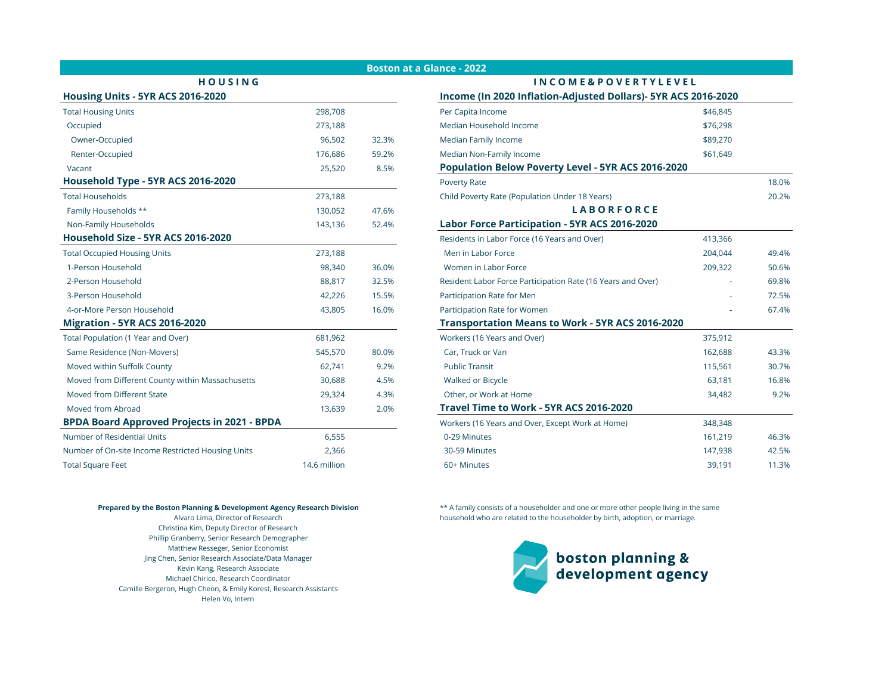# Boston at a Glance - 2022

## HOUSING

### Housing Units - 5YR ACS 2016-2020

| | | |
|---|---|---|
| Total Housing Units | 298,708 | |
| Occupied | 273,188 | |
| Owner-Occupied | 96,502 | 32.3% |
| Renter-Occupied | 176,686 | 59.2% |
| Vacant | 25,520 | 8.5% |

### Household Type - 5YR ACS 2016-2020

| | | |
|---|---|---|
| Total Households | 273,188 | |
| Family Households ** | 130,052 | 47.6% |
| Non-Family Households | 143,136 | 52.4% |

### Household Size - 5YR ACS 2016-2020

| | | |
|---|---|---|
| Total Occupied Housing Units | 273,188 | |
| 1-Person Household | 98,340 | 36.0% |
| 2-Person Household | 88,817 | 32.5% |
| 3-Person Household | 42,226 | 15.5% |
| 4-or-More Person Household | 43,805 | 16.0% |

### Migration - 5YR ACS 2016-2020

| | | |
|---|---|---|
| Total Population (1 Year and Over) | 681,962 | |
| Same Residence (Non-Movers) | 545,570 | 80.0% |
| Moved within Suffolk County | 62,741 | 9.2% |
| Moved from Different County within Massachusetts | 30,688 | 4.5% |
| Moved from Different State | 29,324 | 4.3% |
| Moved from Abroad | 13,639 | 2.0% |

### BPDA Board Approved Projects in 2021 - BPDA

| | | |
|---|---|---|
| Number of Residential Units | 6,555 | |
| Number of On-site Income Restricted Housing Units | 2,366 | |
| Total Square Feet | 14.6 million | |

## INCOME & POVERTY LEVEL

### Income (In 2020 Inflation-Adjusted Dollars)- 5YR ACS 2016-2020

| | | |
|---|---|---|
| Per Capita Income | $46,845 | |
| Median Household Income | $76,298 | |
| Median Family Income | $89,270 | |
| Median Non-Family Income | $61,649 | |

### Population Below Poverty Level - 5YR ACS 2016-2020

| | | |
|---|---|---|
| Poverty Rate | | 18.0% |
| Child Poverty Rate (Population Under 18 Years) | | 20.2% |

## LABOR FORCE

### Labor Force Participation - 5YR ACS 2016-2020

| | | |
|---|---|---|
| Residents in Labor Force (16 Years and Over) | 413,366 | |
| Men in Labor Force | 204,044 | 49.4% |
| Women in Labor Force | 209,322 | 50.6% |
| Resident Labor Force Participation Rate (16 Years and Over) | - | 69.8% |
| Participation Rate for Men | - | 72.5% |
| Participation Rate for Women | - | 67.4% |

### Transportation Means to Work - 5YR ACS 2016-2020

| | | |
|---|---|---|
| Workers (16 Years and Over) | 375,912 | |
| Car, Truck or Van | 162,688 | 43.3% |
| Public Transit | 115,561 | 30.7% |
| Walked or Bicycle | 63,181 | 16.8% |
| Other, or Work at Home | 34,482 | 9.2% |

### Travel Time to Work - 5YR ACS 2016-2020

| | | |
|---|---|---|
| Workers (16 Years and Over, Except Work at Home) | 348,348 | |
| 0-29 Minutes | 161,219 | 46.3% |
| 30-59 Minutes | 147,938 | 42.5% |
| 60+ Minutes | 39,191 | 11.3% |

** A family consists of a householder and one or more other people living in the same household who are related to the householder by birth, adoption, or marriage.

**Prepared by the Boston Planning & Development Agency Research Division**

Alvaro Lima, Director of Research
Christina Kim, Deputy Director of Research
Phillip Granberry, Senior Research Demographer
Matthew Resseger, Senior Economist
Jing Chen, Senior Research Associate/Data Manager
Kevin Kang, Research Associate
Michael Chirico, Research Coordinator
Camille Bergeron, Hugh Cheon, & Emily Korest, Research Assistants
Helen Vo, Intern

boston planning & development agency